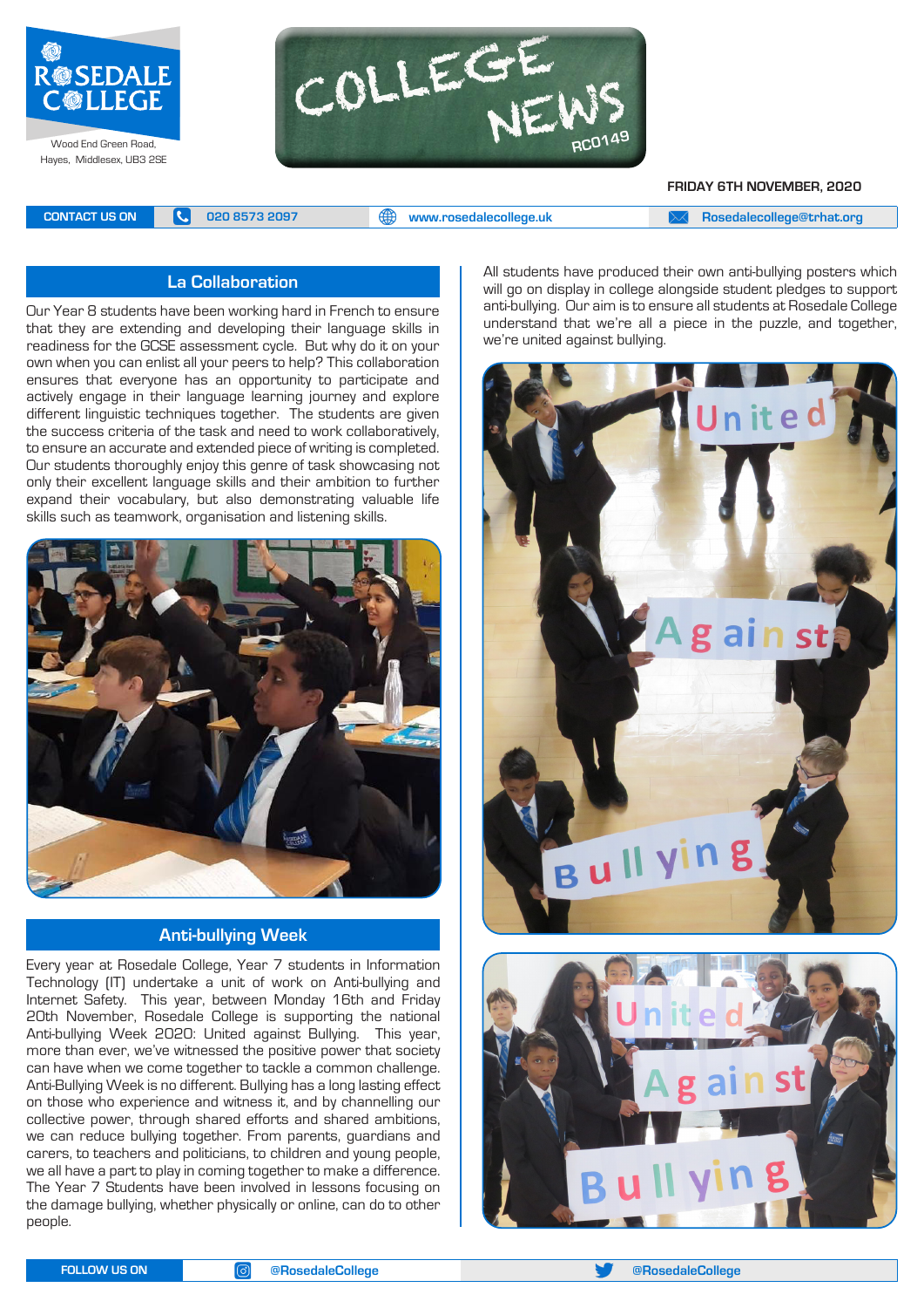ROSEDALE COLLEGE

Wood End Green Road, Hayes, Middlesex, UB3 2SE

# COLLEGE NEWS

RC0149

FRIDAY 6TH NOVEMBER, 2020

CONTACT US ON 020 8573 2097 | www.rosedalecollege.uk | Rosedalecollege@trhat.org

## La Collaboration

Our Year 8 students have been working hard in French to ensure that they are extending and developing their language skills in readiness for the GCSE assessment cycle. But why do it on your own when you can enlist all your peers to help? This collaboration ensures that everyone has an opportunity to participate and actively engage in their language learning journey and explore different linguistic techniques together. The students are given the success criteria of the task and need to work collaboratively, to ensure an accurate and extended piece of writing is completed. Our students thoroughly enjoy this genre of task showcasing not only their excellent language skills and their ambition to further expand their vocabulary, but also demonstrating valuable life skills such as teamwork, organisation and listening skills.

## Anti-bullying Week

Every year at Rosedale College, Year 7 students in Information Technology (IT) undertake a unit of work on Anti-bullying and Internet Safety. This year, between Monday 16th and Friday 20th November, Rosedale College is supporting the national Anti-bullying Week 2020: United against Bullying. This year, more than ever, we've witnessed the positive power that society can have when we come together to tackle a common challenge. Anti-Bullying Week is no different. Bullying has a long lasting effect on those who experience and witness it, and by channelling our collective power, through shared efforts and shared ambitions, we can reduce bullying together. From parents, guardians and carers, to teachers and politicians, to children and young people, we all have a part to play in coming together to make a difference. The Year 7 Students have been involved in lessons focusing on the damage bullying, whether physically or online, can do to other people.

All students have produced their own anti-bullying posters which will go on display in college alongside student pledges to support anti-bullying. Our aim is to ensure all students at Rosedale College understand that we're all a piece in the puzzle, and together, we're united against bullying.

FOLLOW US ON @RosedaleCollege | @RosedaleCollege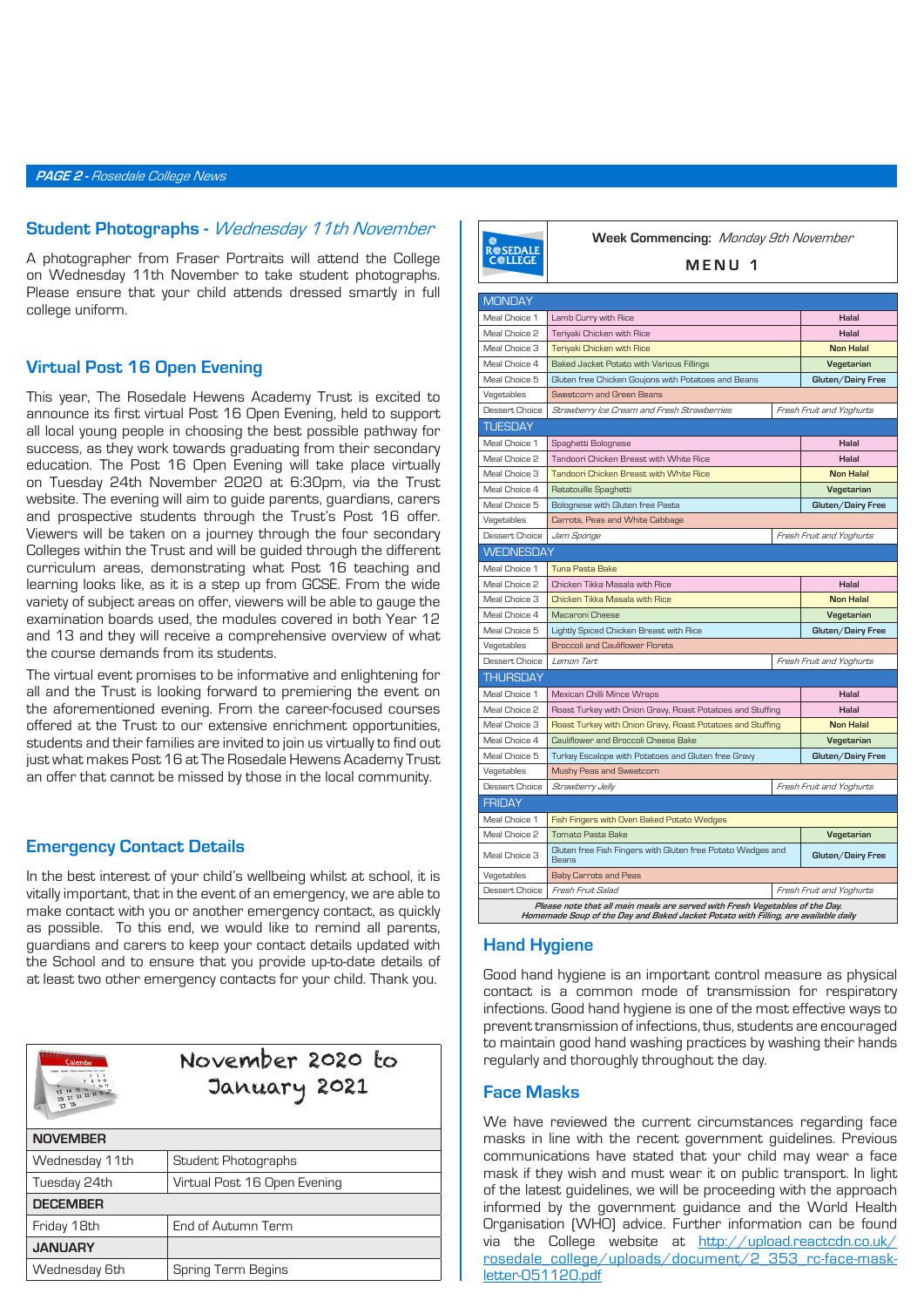## Student Photographs - *Wednesday 11th November*

A photographer from Fraser Portraits will attend the College on Wednesday 11th November to take student photographs. Please ensure that your child attends dressed smartly in full college uniform.

## Virtual Post 16 Open Evening

This year, The Rosedale Hewens Academy Trust is excited to announce its first virtual Post 16 Open Evening, held to support all local young people in choosing the best possible pathway for success, as they work towards graduating from their secondary education. The Post 16 Open Evening will take place virtually on Tuesday 24th November 2020 at 6:30pm, via the Trust website. The evening will aim to guide parents, guardians, carers and prospective students through the Trust's Post 16 offer. Viewers will be taken on a journey through the four secondary Colleges within the Trust and will be guided through the different curriculum areas, demonstrating what Post 16 teaching and learning looks like, as it is a step up from GCSE. From the wide variety of subject areas on offer, viewers will be able to gauge the examination boards used, the modules covered in both Year 12 and 13 and they will receive a comprehensive overview of what the course demands from its students.

The virtual event promises to be informative and enlightening for all and the Trust is looking forward to premiering the event on the aforementioned evening. From the career-focused courses offered at the Trust to our extensive enrichment opportunities, students and their families are invited to join us virtually to find out just what makes Post 16 at The Rosedale Hewens Academy Trust an offer that cannot be missed by those in the local community.

## Emergency Contact Details

In the best interest of your child's wellbeing whilst at school, it is vitally important, that in the event of an emergency, we are able to make contact with you or another emergency contact, as quickly as possible. To this end, we would like to remind all parents, guardians and carers to keep your contact details updated with the School and to ensure that you provide up-to-date details of at least two other emergency contacts for your child. Thank you.

### November 2020 to January 2021

| | |
|---|---|
| **NOVEMBER** | |
| Wednesday 11th | Student Photographs |
| Tuesday 24th | Virtual Post 16 Open Evening |
| **DECEMBER** | |
| Friday 18th | End of Autumn Term |
| **JANUARY** | |
| Wednesday 6th | Spring Term Begins |

**ROSEDALE COLLEGE**

**Week Commencing:** *Monday 9th November*

**MENU 1**

| | | |
|---|---|---|
| **MONDAY** | | |
| Meal Choice 1 | Lamb Curry with Rice | Halal |
| Meal Choice 2 | Teriyaki Chicken with Rice | Halal |
| Meal Choice 3 | Teriyaki Chicken with Rice | Non Halal |
| Meal Choice 4 | Baked Jacket Potato with Various Fillings | Vegetarian |
| Meal Choice 5 | Gluten free Chicken Goujons with Potatoes and Beans | Gluten/Dairy Free |
| Vegetables | Sweetcorn and Green Beans | |
| Dessert Choice | *Strawberry Ice Cream and Fresh Strawberries* | *Fresh Fruit and Yoghurts* |
| **TUESDAY** | | |
| Meal Choice 1 | Spaghetti Bolognese | Halal |
| Meal Choice 2 | Tandoori Chicken Breast with White Rice | Halal |
| Meal Choice 3 | Tandoori Chicken Breast with White Rice | Non Halal |
| Meal Choice 4 | Ratatouille Spaghetti | Vegetarian |
| Meal Choice 5 | Bolognese with Gluten free Pasta | Gluten/Dairy Free |
| Vegetables | Carrots, Peas and White Cabbage | |
| Dessert Choice | *Jam Sponge* | *Fresh Fruit and Yoghurts* |
| **WEDNESDAY** | | |
| Meal Choice 1 | Tuna Pasta Bake | |
| Meal Choice 2 | Chicken Tikka Masala with Rice | Halal |
| Meal Choice 3 | Chicken Tikka Masala with Rice | Non Halal |
| Meal Choice 4 | Macaroni Cheese | Vegetarian |
| Meal Choice 5 | Lightly Spiced Chicken Breast with Rice | Gluten/Dairy Free |
| Vegetables | Broccoli and Cauliflower Florets | |
| Dessert Choice | *Lemon Tart* | *Fresh Fruit and Yoghurts* |
| **THURSDAY** | | |
| Meal Choice 1 | Mexican Chilli Mince Wraps | Halal |
| Meal Choice 2 | Roast Turkey with Onion Gravy, Roast Potatoes and Stuffing | Halal |
| Meal Choice 3 | Roast Turkey with Onion Gravy, Roast Potatoes and Stuffing | Non Halal |
| Meal Choice 4 | Cauliflower and Broccoli Cheese Bake | Vegetarian |
| Meal Choice 5 | Turkey Escalope with Potatoes and Gluten free Gravy | Gluten/Dairy Free |
| Vegetables | Mushy Peas and Sweetcorn | |
| Dessert Choice | *Strawberry Jelly* | *Fresh Fruit and Yoghurts* |
| **FRIDAY** | | |
| Meal Choice 1 | Fish Fingers with Oven Baked Potato Wedges | |
| Meal Choice 2 | Tomato Pasta Bake | Vegetarian |
| Meal Choice 3 | Gluten free Fish Fingers with Gluten free Potato Wedges and Beans | Gluten/Dairy Free |
| Vegetables | Baby Carrots and Peas | |
| Dessert Choice | *Fresh Fruit Salad* | *Fresh Fruit and Yoghurts* |

*Please note that all main meals are served with Fresh Vegetables of the Day.*
*Homemade Soup of the Day and Baked Jacket Potato with Filling, are available daily*

## Hand Hygiene

Good hand hygiene is an important control measure as physical contact is a common mode of transmission for respiratory infections. Good hand hygiene is one of the most effective ways to prevent transmission of infections, thus, students are encouraged to maintain good hand washing practices by washing their hands regularly and thoroughly throughout the day.

## Face Masks

We have reviewed the current circumstances regarding face masks in line with the recent government guidelines. Previous communications have stated that your child may wear a face mask if they wish and must wear it on public transport. In light of the latest guidelines, we will be proceeding with the approach informed by the government guidance and the World Health Organisation (WHO) advice. Further information can be found via the College website at http://upload.reactcdn.co.uk/rosedale_college/uploads/document/2_353_rc-face-mask-letter-051120.pdf